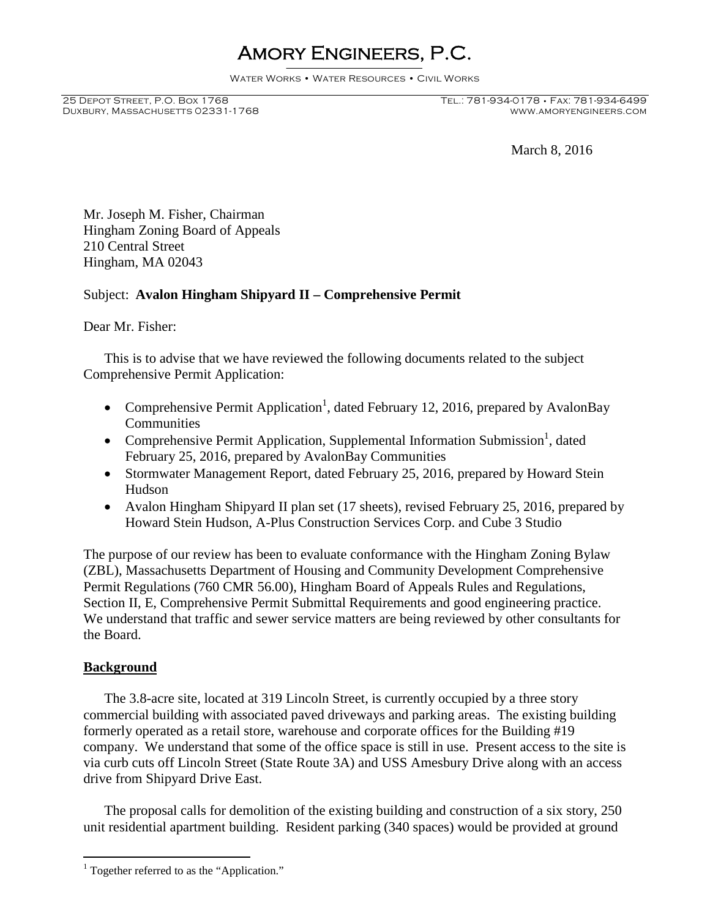# Amory Engineers, P.C.

Water Works • Water Resources • Civil Works

25 Depot Street, P.O. Box 1768
Duxbury, Massachusetts 02331-1768

Tel.: 781-934-0178 • Fax: 781-934-6499
www.amoryengineers.com

March 8, 2016

Mr. Joseph M. Fisher, Chairman
Hingham Zoning Board of Appeals
210 Central Street
Hingham, MA 02043

Subject: **Avalon Hingham Shipyard II – Comprehensive Permit**

Dear Mr. Fisher:

This is to advise that we have reviewed the following documents related to the subject Comprehensive Permit Application:

- Comprehensive Permit Application[1], dated February 12, 2016, prepared by AvalonBay Communities
- Comprehensive Permit Application, Supplemental Information Submission[1], dated February 25, 2016, prepared by AvalonBay Communities
- Stormwater Management Report, dated February 25, 2016, prepared by Howard Stein Hudson
- Avalon Hingham Shipyard II plan set (17 sheets), revised February 25, 2016, prepared by Howard Stein Hudson, A-Plus Construction Services Corp. and Cube 3 Studio

The purpose of our review has been to evaluate conformance with the Hingham Zoning Bylaw (ZBL), Massachusetts Department of Housing and Community Development Comprehensive Permit Regulations (760 CMR 56.00), Hingham Board of Appeals Rules and Regulations, Section II, E, Comprehensive Permit Submittal Requirements and good engineering practice. We understand that traffic and sewer service matters are being reviewed by other consultants for the Board.

## Background

The 3.8-acre site, located at 319 Lincoln Street, is currently occupied by a three story commercial building with associated paved driveways and parking areas. The existing building formerly operated as a retail store, warehouse and corporate offices for the Building #19 company. We understand that some of the office space is still in use. Present access to the site is via curb cuts off Lincoln Street (State Route 3A) and USS Amesbury Drive along with an access drive from Shipyard Drive East.

The proposal calls for demolition of the existing building and construction of a six story, 250 unit residential apartment building. Resident parking (340 spaces) would be provided at ground

[1] Together referred to as the "Application."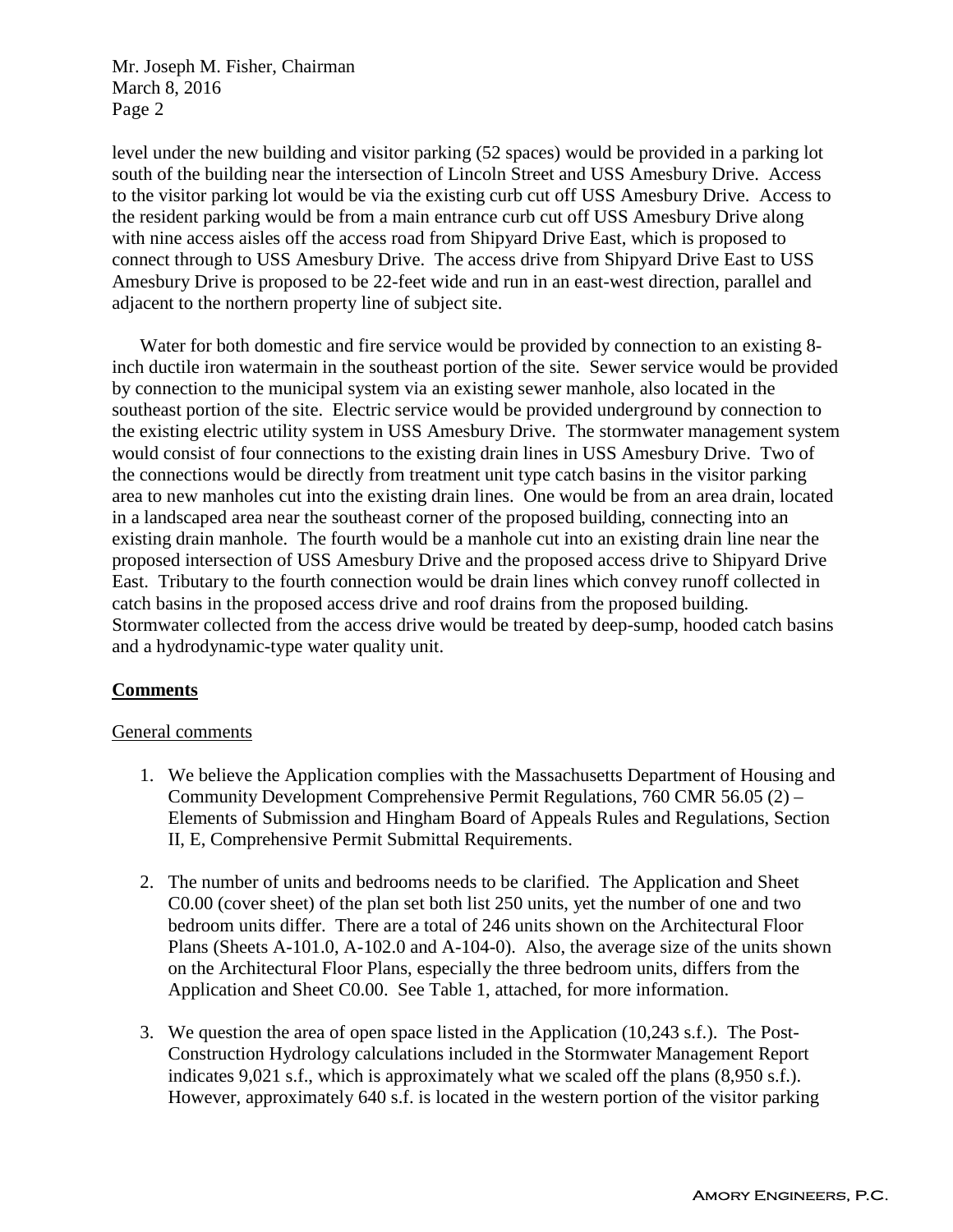level under the new building and visitor parking (52 spaces) would be provided in a parking lot south of the building near the intersection of Lincoln Street and USS Amesbury Drive. Access to the visitor parking lot would be via the existing curb cut off USS Amesbury Drive. Access to the resident parking would be from a main entrance curb cut off USS Amesbury Drive along with nine access aisles off the access road from Shipyard Drive East, which is proposed to connect through to USS Amesbury Drive. The access drive from Shipyard Drive East to USS Amesbury Drive is proposed to be 22-feet wide and run in an east-west direction, parallel and adjacent to the northern property line of subject site.

Water for both domestic and fire service would be provided by connection to an existing 8-inch ductile iron watermain in the southeast portion of the site. Sewer service would be provided by connection to the municipal system via an existing sewer manhole, also located in the southeast portion of the site. Electric service would be provided underground by connection to the existing electric utility system in USS Amesbury Drive. The stormwater management system would consist of four connections to the existing drain lines in USS Amesbury Drive. Two of the connections would be directly from treatment unit type catch basins in the visitor parking area to new manholes cut into the existing drain lines. One would be from an area drain, located in a landscaped area near the southeast corner of the proposed building, connecting into an existing drain manhole. The fourth would be a manhole cut into an existing drain line near the proposed intersection of USS Amesbury Drive and the proposed access drive to Shipyard Drive East. Tributary to the fourth connection would be drain lines which convey runoff collected in catch basins in the proposed access drive and roof drains from the proposed building. Stormwater collected from the access drive would be treated by deep-sump, hooded catch basins and a hydrodynamic-type water quality unit.

## Comments

### General comments

1. We believe the Application complies with the Massachusetts Department of Housing and Community Development Comprehensive Permit Regulations, 760 CMR 56.05 (2) – Elements of Submission and Hingham Board of Appeals Rules and Regulations, Section II, E, Comprehensive Permit Submittal Requirements.

2. The number of units and bedrooms needs to be clarified. The Application and Sheet C0.00 (cover sheet) of the plan set both list 250 units, yet the number of one and two bedroom units differ. There are a total of 246 units shown on the Architectural Floor Plans (Sheets A-101.0, A-102.0 and A-104-0). Also, the average size of the units shown on the Architectural Floor Plans, especially the three bedroom units, differs from the Application and Sheet C0.00. See Table 1, attached, for more information.

3. We question the area of open space listed in the Application (10,243 s.f.). The Post-Construction Hydrology calculations included in the Stormwater Management Report indicates 9,021 s.f., which is approximately what we scaled off the plans (8,950 s.f.). However, approximately 640 s.f. is located in the western portion of the visitor parking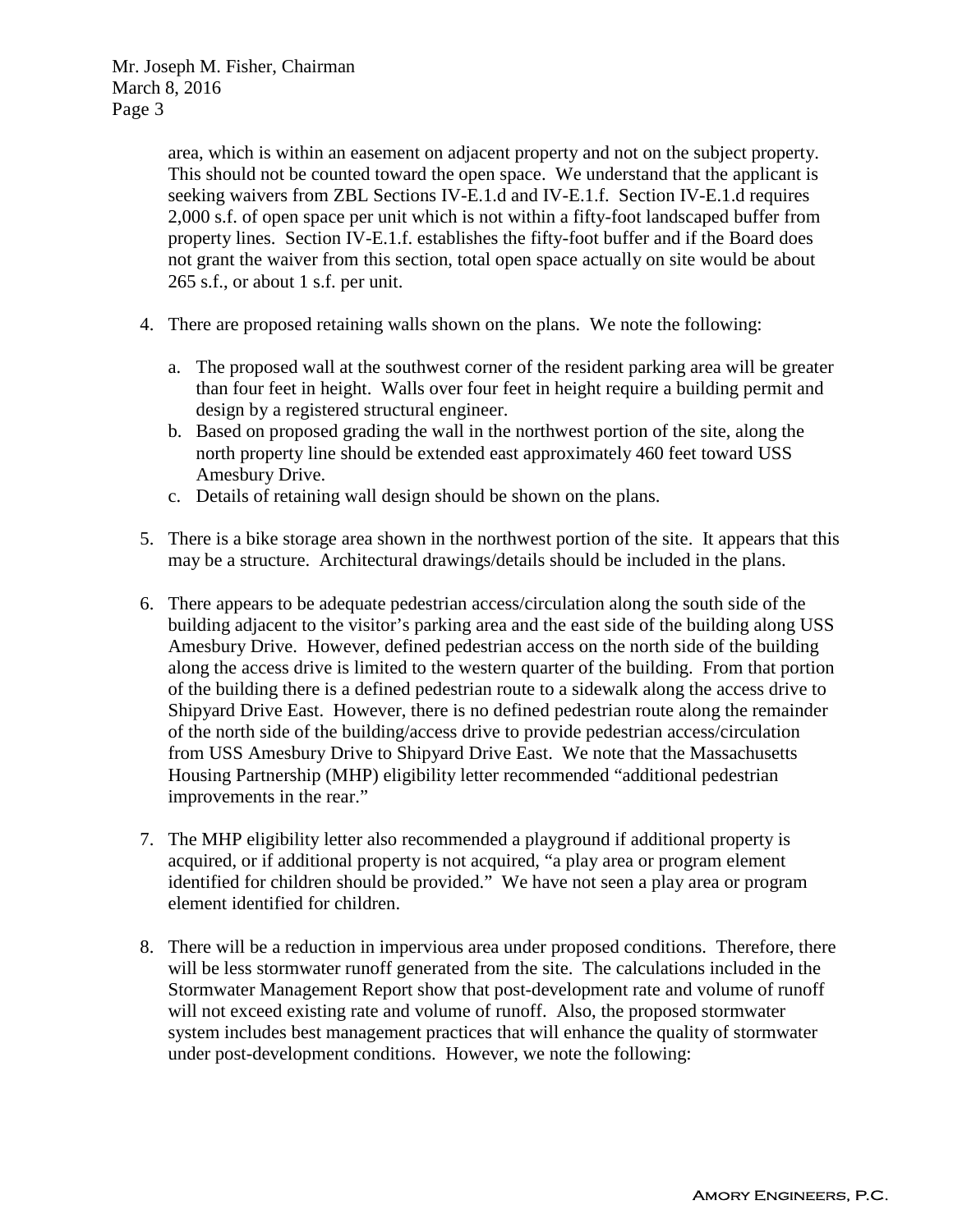area, which is within an easement on adjacent property and not on the subject property. This should not be counted toward the open space. We understand that the applicant is seeking waivers from ZBL Sections IV-E.1.d and IV-E.1.f. Section IV-E.1.d requires 2,000 s.f. of open space per unit which is not within a fifty-foot landscaped buffer from property lines. Section IV-E.1.f. establishes the fifty-foot buffer and if the Board does not grant the waiver from this section, total open space actually on site would be about 265 s.f., or about 1 s.f. per unit.

4. There are proposed retaining walls shown on the plans. We note the following:

   a. The proposed wall at the southwest corner of the resident parking area will be greater than four feet in height. Walls over four feet in height require a building permit and design by a registered structural engineer.
   b. Based on proposed grading the wall in the northwest portion of the site, along the north property line should be extended east approximately 460 feet toward USS Amesbury Drive.
   c. Details of retaining wall design should be shown on the plans.

5. There is a bike storage area shown in the northwest portion of the site. It appears that this may be a structure. Architectural drawings/details should be included in the plans.

6. There appears to be adequate pedestrian access/circulation along the south side of the building adjacent to the visitor's parking area and the east side of the building along USS Amesbury Drive. However, defined pedestrian access on the north side of the building along the access drive is limited to the western quarter of the building. From that portion of the building there is a defined pedestrian route to a sidewalk along the access drive to Shipyard Drive East. However, there is no defined pedestrian route along the remainder of the north side of the building/access drive to provide pedestrian access/circulation from USS Amesbury Drive to Shipyard Drive East. We note that the Massachusetts Housing Partnership (MHP) eligibility letter recommended "additional pedestrian improvements in the rear."

7. The MHP eligibility letter also recommended a playground if additional property is acquired, or if additional property is not acquired, "a play area or program element identified for children should be provided." We have not seen a play area or program element identified for children.

8. There will be a reduction in impervious area under proposed conditions. Therefore, there will be less stormwater runoff generated from the site. The calculations included in the Stormwater Management Report show that post-development rate and volume of runoff will not exceed existing rate and volume of runoff. Also, the proposed stormwater system includes best management practices that will enhance the quality of stormwater under post-development conditions. However, we note the following: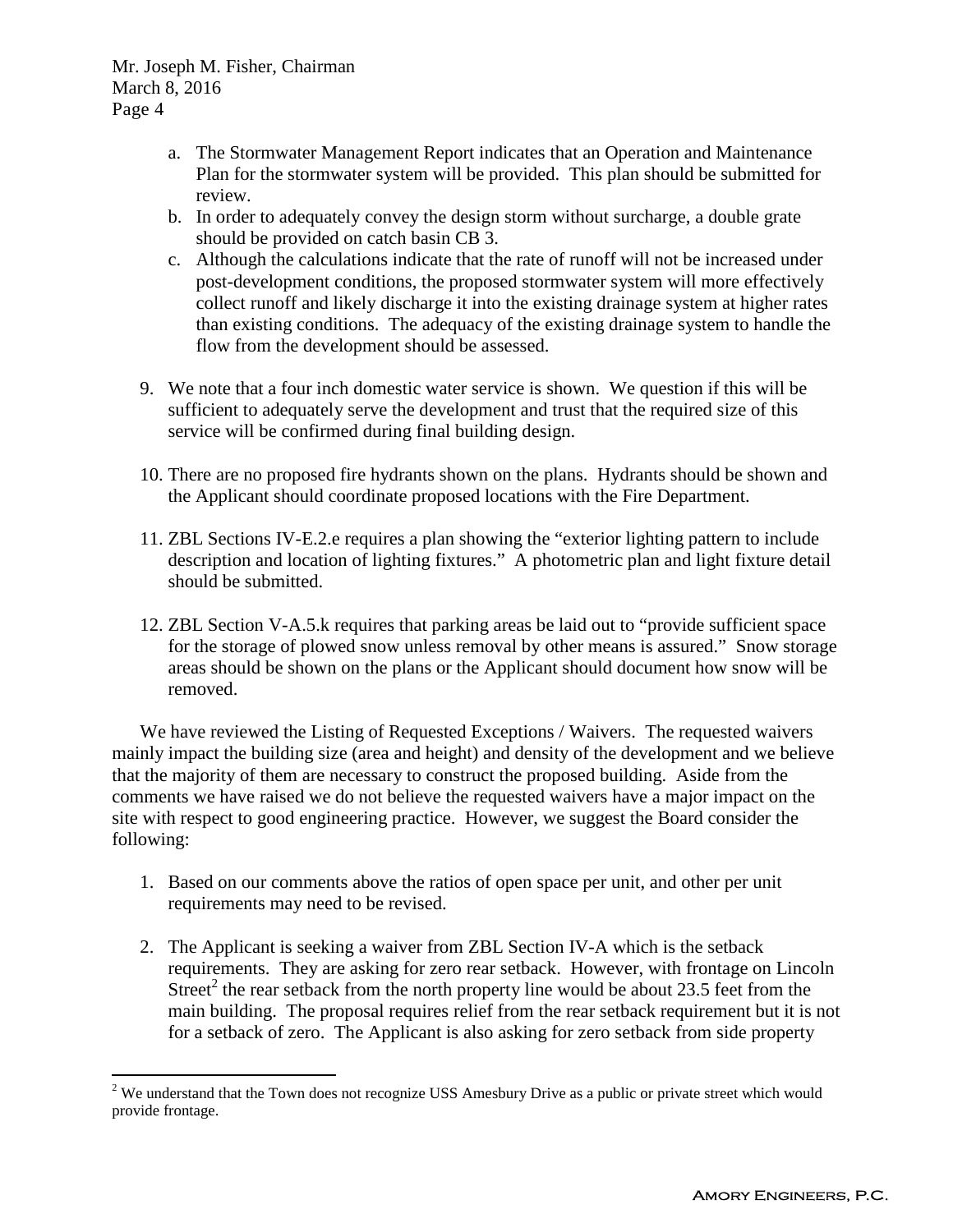a. The Stormwater Management Report indicates that an Operation and Maintenance Plan for the stormwater system will be provided. This plan should be submitted for review.

b. In order to adequately convey the design storm without surcharge, a double grate should be provided on catch basin CB 3.

c. Although the calculations indicate that the rate of runoff will not be increased under post-development conditions, the proposed stormwater system will more effectively collect runoff and likely discharge it into the existing drainage system at higher rates than existing conditions. The adequacy of the existing drainage system to handle the flow from the development should be assessed.

9. We note that a four inch domestic water service is shown. We question if this will be sufficient to adequately serve the development and trust that the required size of this service will be confirmed during final building design.

10. There are no proposed fire hydrants shown on the plans. Hydrants should be shown and the Applicant should coordinate proposed locations with the Fire Department.

11. ZBL Sections IV-E.2.e requires a plan showing the "exterior lighting pattern to include description and location of lighting fixtures." A photometric plan and light fixture detail should be submitted.

12. ZBL Section V-A.5.k requires that parking areas be laid out to "provide sufficient space for the storage of plowed snow unless removal by other means is assured." Snow storage areas should be shown on the plans or the Applicant should document how snow will be removed.

We have reviewed the Listing of Requested Exceptions / Waivers. The requested waivers mainly impact the building size (area and height) and density of the development and we believe that the majority of them are necessary to construct the proposed building. Aside from the comments we have raised we do not believe the requested waivers have a major impact on the site with respect to good engineering practice. However, we suggest the Board consider the following:

1. Based on our comments above the ratios of open space per unit, and other per unit requirements may need to be revised.

2. The Applicant is seeking a waiver from ZBL Section IV-A which is the setback requirements. They are asking for zero rear setback. However, with frontage on Lincoln Street[2] the rear setback from the north property line would be about 23.5 feet from the main building. The proposal requires relief from the rear setback requirement but it is not for a setback of zero. The Applicant is also asking for zero setback from side property

[2] We understand that the Town does not recognize USS Amesbury Drive as a public or private street which would provide frontage.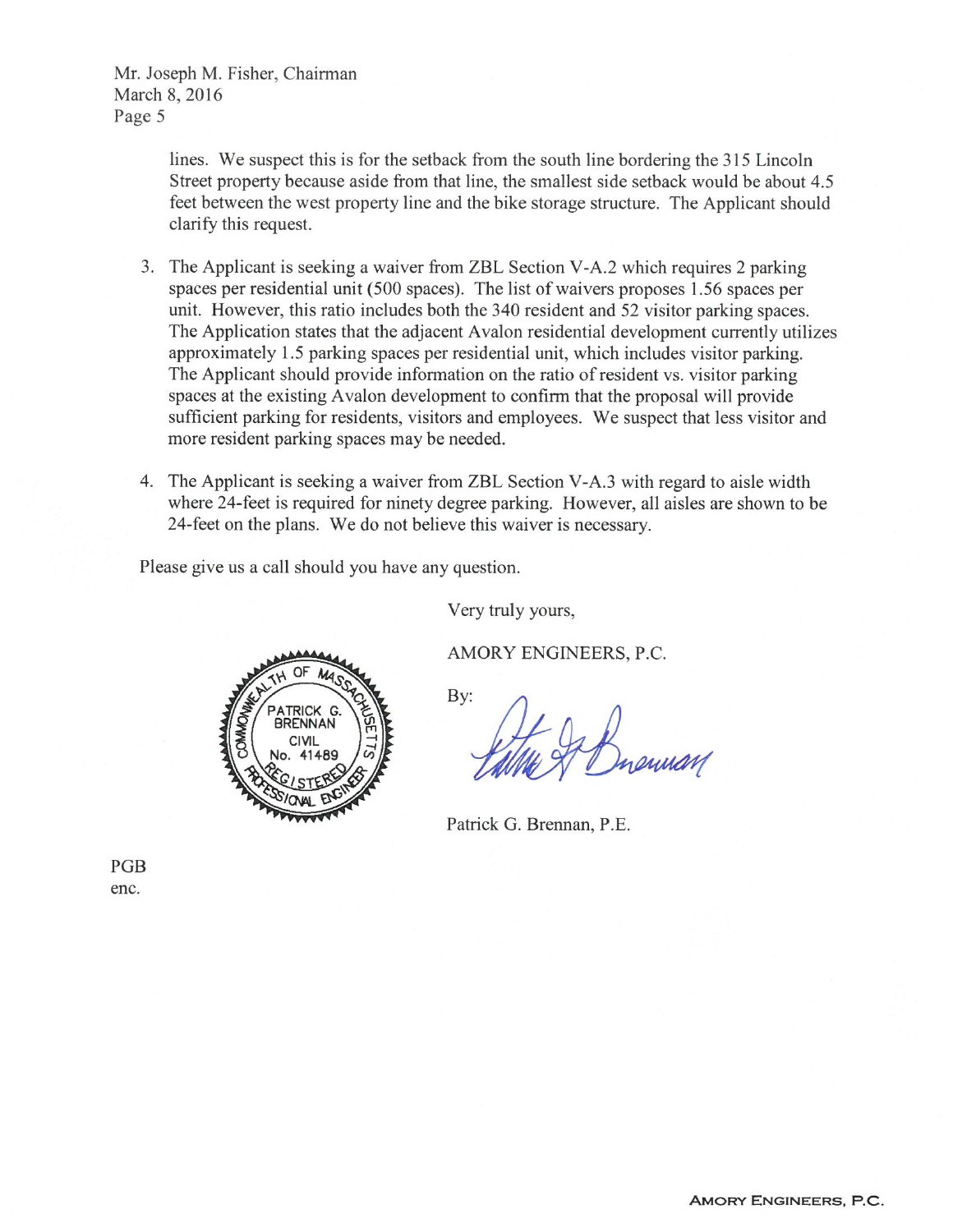lines. We suspect this is for the setback from the south line bordering the 315 Lincoln Street property because aside from that line, the smallest side setback would be about 4.5 feet between the west property line and the bike storage structure. The Applicant should clarify this request.

3. The Applicant is seeking a waiver from ZBL Section V-A.2 which requires 2 parking spaces per residential unit (500 spaces). The list of waivers proposes 1.56 spaces per unit. However, this ratio includes both the 340 resident and 52 visitor parking spaces. The Application states that the adjacent Avalon residential development currently utilizes approximately 1.5 parking spaces per residential unit, which includes visitor parking. The Applicant should provide information on the ratio of resident vs. visitor parking spaces at the existing Avalon development to confirm that the proposal will provide sufficient parking for residents, visitors and employees. We suspect that less visitor and more resident parking spaces may be needed.

4. The Applicant is seeking a waiver from ZBL Section V-A.3 with regard to aisle width where 24-feet is required for ninety degree parking. However, all aisles are shown to be 24-feet on the plans. We do not believe this waiver is necessary.

Please give us a call should you have any question.

Very truly yours,

AMORY ENGINEERS, P.C.

By:

COMMONWEALTH OF MASSACHUSETTS
PATRICK G. BRENNAN
CIVIL
No. 41489
REGISTERED PROFESSIONAL ENGINEER

Patrick G. Brennan, P.E.

PGB
enc.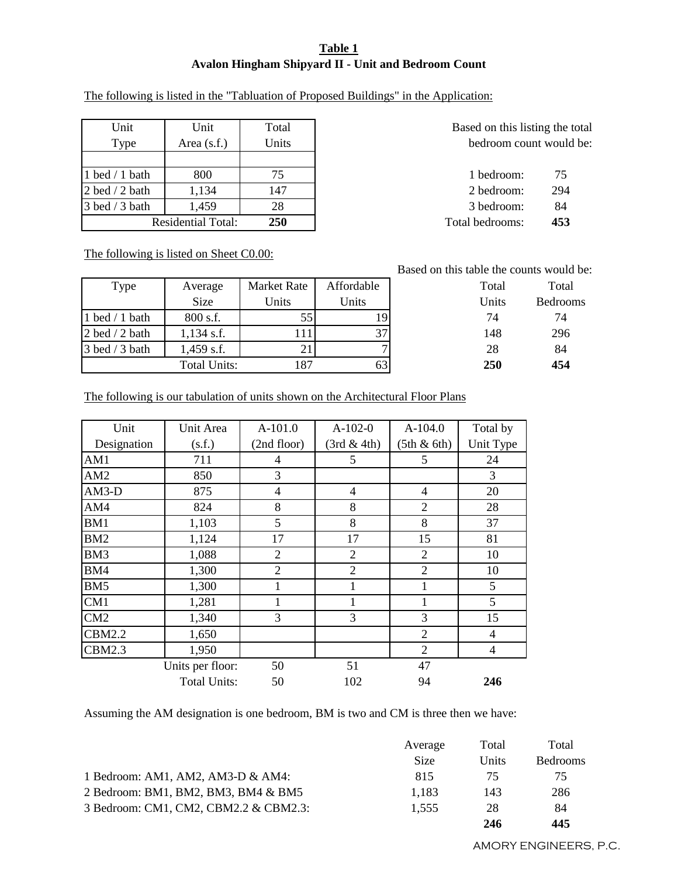**Table 1**

**Avalon Hingham Shipyard II - Unit and Bedroom Count**

The following is listed in the "Tabluation of Proposed Buildings" in the Application:

| Unit Type | Unit Area (s.f.) | Total Units |
|---|---|---|
| | | |
| 1 bed / 1 bath | 800 | 75 |
| 2 bed / 2 bath | 1,134 | 147 |
| 3 bed / 3 bath | 1,459 | 28 |
| Residential Total: | | **250** |

Based on this listing the total bedroom count would be:

| | |
|---|---|
| 1 bedroom: | 75 |
| 2 bedroom: | 294 |
| 3 bedroom: | 84 |
| Total bedrooms: | **453** |

The following is listed on Sheet C0.00:

| Type | Average Size | Market Rate Units | Affordable Units |
|---|---|---|---|
| 1 bed / 1 bath | 800 s.f. | 55 | 19 |
| 2 bed / 2 bath | 1,134 s.f. | 111 | 37 |
| 3 bed / 3 bath | 1,459 s.f. | 21 | 7 |
| Total Units: | | 187 | 63 |

Based on this table the counts would be:

| Total Units | Total Bedrooms |
|---|---|
| 74 | 74 |
| 148 | 296 |
| 28 | 84 |
| **250** | **454** |

The following is our tabulation of units shown on the Architectural Floor Plans

| Unit Designation | Unit Area (s.f.) | A-101.0 (2nd floor) | A-102-0 (3rd & 4th) | A-104.0 (5th & 6th) | Total by Unit Type |
|---|---|---|---|---|---|
| AM1 | 711 | 4 | 5 | 5 | 24 |
| AM2 | 850 | 3 | | | 3 |
| AM3-D | 875 | 4 | 4 | 4 | 20 |
| AM4 | 824 | 8 | 8 | 2 | 28 |
| BM1 | 1,103 | 5 | 8 | 8 | 37 |
| BM2 | 1,124 | 17 | 17 | 15 | 81 |
| BM3 | 1,088 | 2 | 2 | 2 | 10 |
| BM4 | 1,300 | 2 | 2 | 2 | 10 |
| BM5 | 1,300 | 1 | 1 | 1 | 5 |
| CM1 | 1,281 | 1 | 1 | 1 | 5 |
| CM2 | 1,340 | 3 | 3 | 3 | 15 |
| CBM2.2 | 1,650 | | | 2 | 4 |
| CBM2.3 | 1,950 | | | 2 | 4 |
| | Units per floor: | 50 | 51 | 47 | |
| | Total Units: | 50 | 102 | 94 | **246** |

Assuming the AM designation is one bedroom, BM is two and CM is three then we have:

| | Average Size | Total Units | Total Bedrooms |
|---|---|---|---|
| 1 Bedroom: AM1, AM2, AM3-D & AM4: | 815 | 75 | 75 |
| 2 Bedroom: BM1, BM2, BM3, BM4 & BM5 | 1,183 | 143 | 286 |
| 3 Bedroom: CM1, CM2, CBM2.2 & CBM2.3: | 1,555 | 28 | 84 |
| | | **246** | **445** |

AMORY ENGINEERS, P.C.